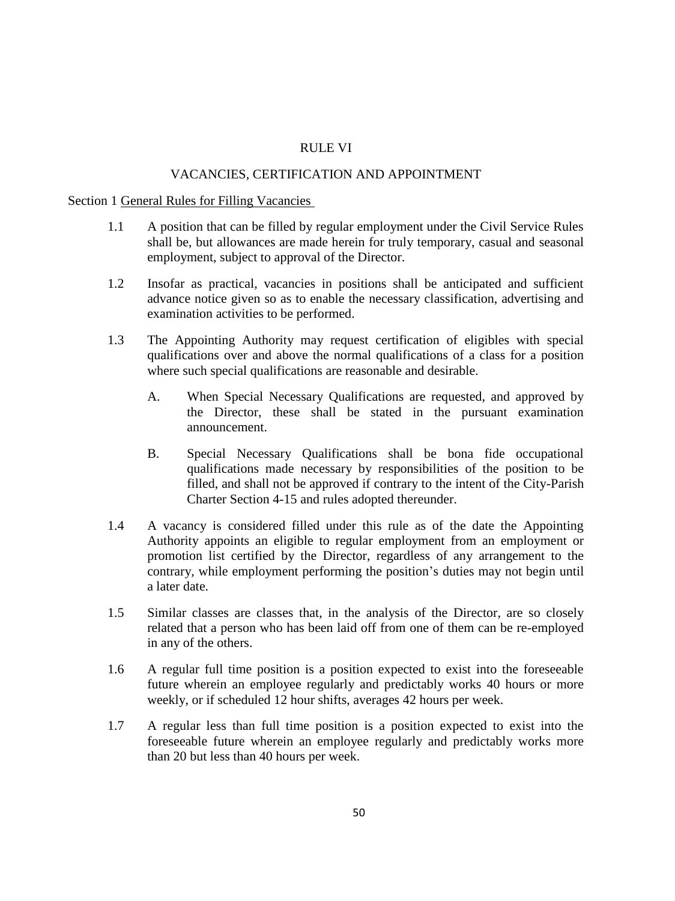# RULE VI

## VACANCIES, CERTIFICATION AND APPOINTMENT

### Section 1 General Rules for Filling Vacancies

1.1 A position that can be filled by regular employment under the Civil Service Rules shall be, but allowances are made herein for truly temporary, casual and seasonal employment, subject to approval of the Director.

1.2 Insofar as practical, vacancies in positions shall be anticipated and sufficient advance notice given so as to enable the necessary classification, advertising and examination activities to be performed.

1.3 The Appointing Authority may request certification of eligibles with special qualifications over and above the normal qualifications of a class for a position where such special qualifications are reasonable and desirable.

   A. When Special Necessary Qualifications are requested, and approved by the Director, these shall be stated in the pursuant examination announcement.

   B. Special Necessary Qualifications shall be bona fide occupational qualifications made necessary by responsibilities of the position to be filled, and shall not be approved if contrary to the intent of the City-Parish Charter Section 4-15 and rules adopted thereunder.

1.4 A vacancy is considered filled under this rule as of the date the Appointing Authority appoints an eligible to regular employment from an employment or promotion list certified by the Director, regardless of any arrangement to the contrary, while employment performing the position's duties may not begin until a later date.

1.5 Similar classes are classes that, in the analysis of the Director, are so closely related that a person who has been laid off from one of them can be re-employed in any of the others.

1.6 A regular full time position is a position expected to exist into the foreseeable future wherein an employee regularly and predictably works 40 hours or more weekly, or if scheduled 12 hour shifts, averages 42 hours per week.

1.7 A regular less than full time position is a position expected to exist into the foreseeable future wherein an employee regularly and predictably works more than 20 but less than 40 hours per week.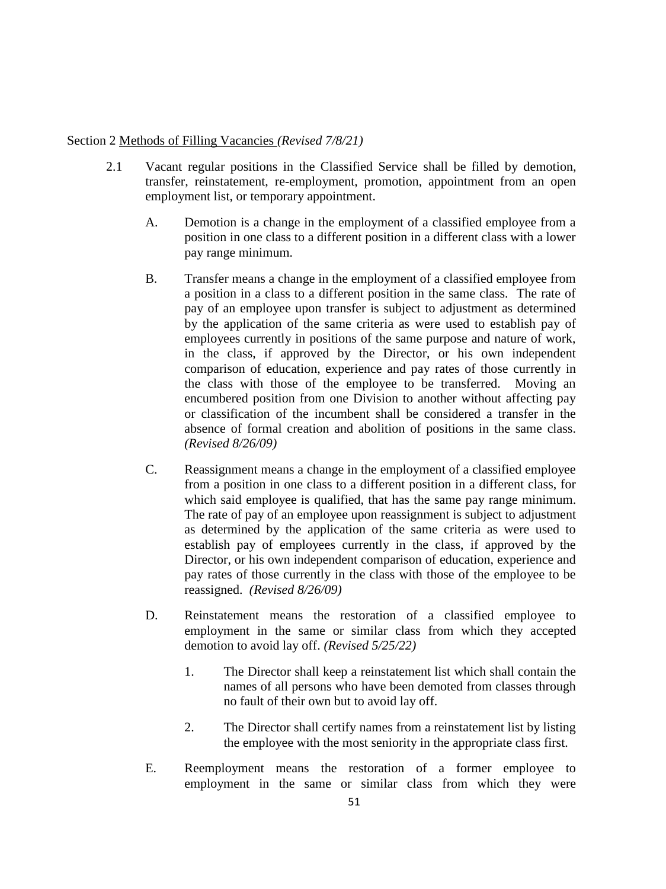Section 2 <u>Methods of Filling Vacancies</u> *(Revised 7/8/21)*

2.1 Vacant regular positions in the Classified Service shall be filled by demotion, transfer, reinstatement, re-employment, promotion, appointment from an open employment list, or temporary appointment.

A. Demotion is a change in the employment of a classified employee from a position in one class to a different position in a different class with a lower pay range minimum.

B. Transfer means a change in the employment of a classified employee from a position in a class to a different position in the same class. The rate of pay of an employee upon transfer is subject to adjustment as determined by the application of the same criteria as were used to establish pay of employees currently in positions of the same purpose and nature of work, in the class, if approved by the Director, or his own independent comparison of education, experience and pay rates of those currently in the class with those of the employee to be transferred. Moving an encumbered position from one Division to another without affecting pay or classification of the incumbent shall be considered a transfer in the absence of formal creation and abolition of positions in the same class. *(Revised 8/26/09)*

C. Reassignment means a change in the employment of a classified employee from a position in one class to a different position in a different class, for which said employee is qualified, that has the same pay range minimum. The rate of pay of an employee upon reassignment is subject to adjustment as determined by the application of the same criteria as were used to establish pay of employees currently in the class, if approved by the Director, or his own independent comparison of education, experience and pay rates of those currently in the class with those of the employee to be reassigned. *(Revised 8/26/09)*

D. Reinstatement means the restoration of a classified employee to employment in the same or similar class from which they accepted demotion to avoid lay off. *(Revised 5/25/22)*

1. The Director shall keep a reinstatement list which shall contain the names of all persons who have been demoted from classes through no fault of their own but to avoid lay off.

2. The Director shall certify names from a reinstatement list by listing the employee with the most seniority in the appropriate class first.

E. Reemployment means the restoration of a former employee to employment in the same or similar class from which they were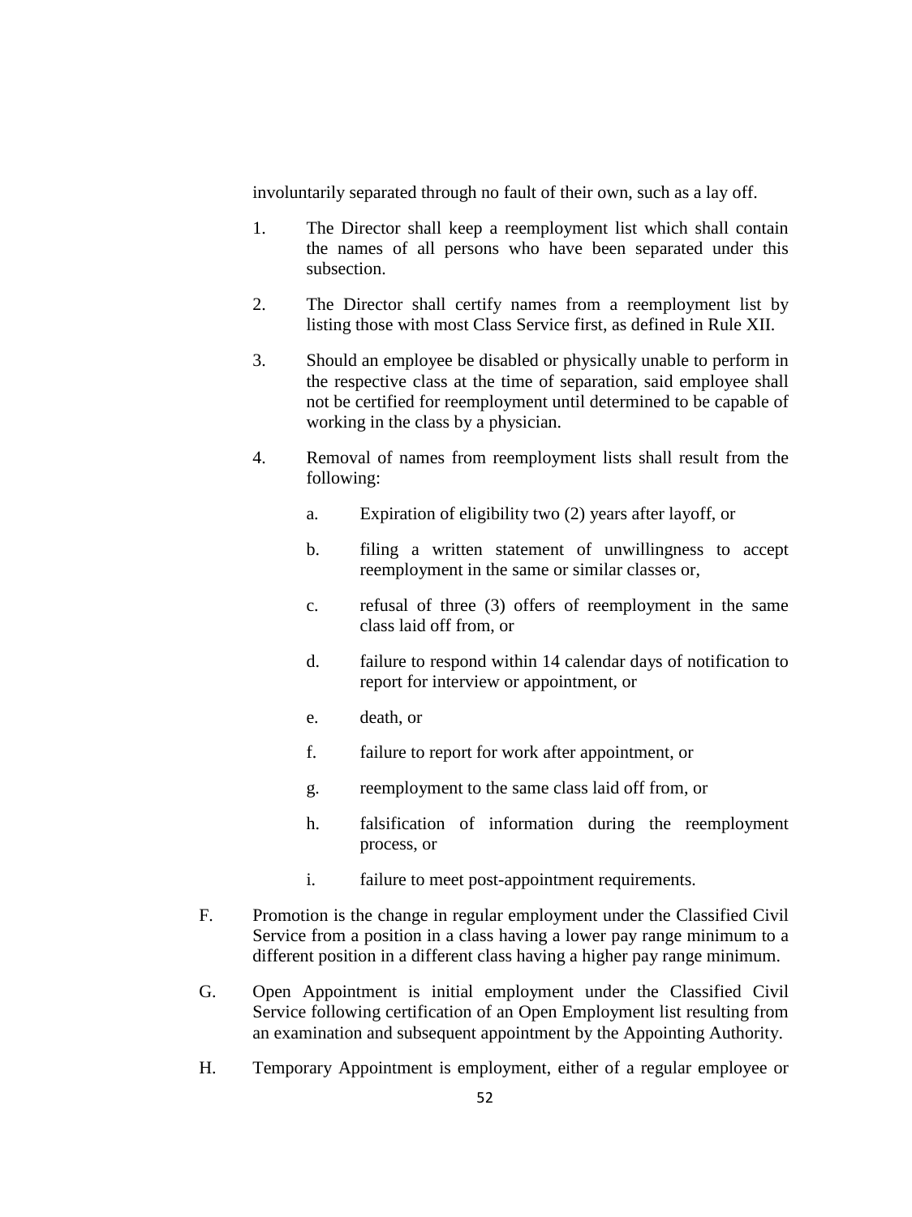involuntarily separated through no fault of their own, such as a lay off.

1. The Director shall keep a reemployment list which shall contain the names of all persons who have been separated under this subsection.

2. The Director shall certify names from a reemployment list by listing those with most Class Service first, as defined in Rule XII.

3. Should an employee be disabled or physically unable to perform in the respective class at the time of separation, said employee shall not be certified for reemployment until determined to be capable of working in the class by a physician.

4. Removal of names from reemployment lists shall result from the following:

   a. Expiration of eligibility two (2) years after layoff, or

   b. filing a written statement of unwillingness to accept reemployment in the same or similar classes or,

   c. refusal of three (3) offers of reemployment in the same class laid off from, or

   d. failure to respond within 14 calendar days of notification to report for interview or appointment, or

   e. death, or

   f. failure to report for work after appointment, or

   g. reemployment to the same class laid off from, or

   h. falsification of information during the reemployment process, or

   i. failure to meet post-appointment requirements.

F. Promotion is the change in regular employment under the Classified Civil Service from a position in a class having a lower pay range minimum to a different position in a different class having a higher pay range minimum.

G. Open Appointment is initial employment under the Classified Civil Service following certification of an Open Employment list resulting from an examination and subsequent appointment by the Appointing Authority.

H. Temporary Appointment is employment, either of a regular employee or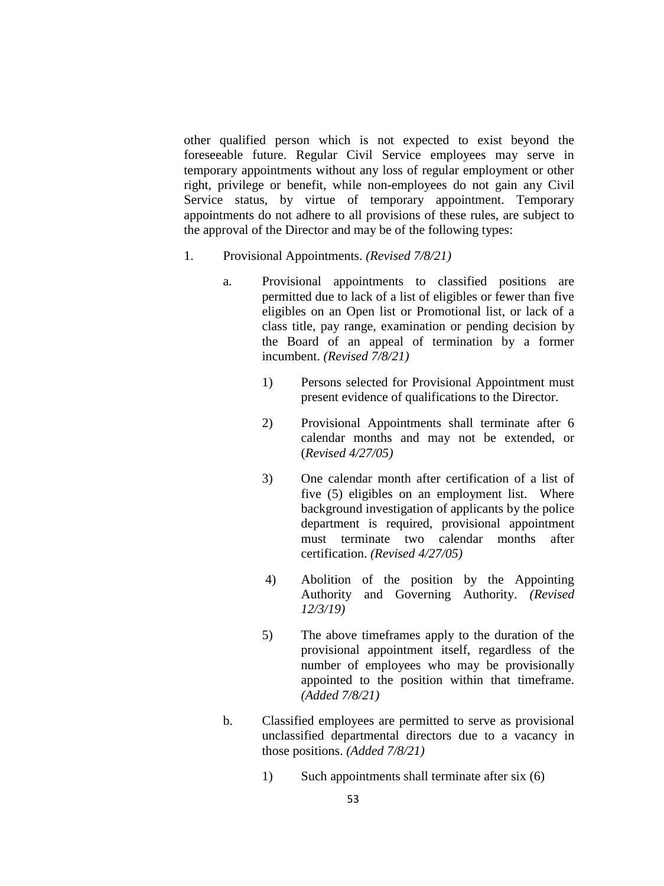other qualified person which is not expected to exist beyond the foreseeable future. Regular Civil Service employees may serve in temporary appointments without any loss of regular employment or other right, privilege or benefit, while non-employees do not gain any Civil Service status, by virtue of temporary appointment. Temporary appointments do not adhere to all provisions of these rules, are subject to the approval of the Director and may be of the following types:

1. Provisional Appointments. *(Revised 7/8/21)*

    a. Provisional appointments to classified positions are permitted due to lack of a list of eligibles or fewer than five eligibles on an Open list or Promotional list, or lack of a class title, pay range, examination or pending decision by the Board of an appeal of termination by a former incumbent. *(Revised 7/8/21)*

        1) Persons selected for Provisional Appointment must present evidence of qualifications to the Director.

        2) Provisional Appointments shall terminate after 6 calendar months and may not be extended, or (*Revised 4/27/05)*

        3) One calendar month after certification of a list of five (5) eligibles on an employment list. Where background investigation of applicants by the police department is required, provisional appointment must terminate two calendar months after certification. *(Revised 4/27/05)*

        4) Abolition of the position by the Appointing Authority and Governing Authority. *(Revised 12/3/19)*

        5) The above timeframes apply to the duration of the provisional appointment itself, regardless of the number of employees who may be provisionally appointed to the position within that timeframe. *(Added 7/8/21)*

    b. Classified employees are permitted to serve as provisional unclassified departmental directors due to a vacancy in those positions. *(Added 7/8/21)*

        1) Such appointments shall terminate after six (6)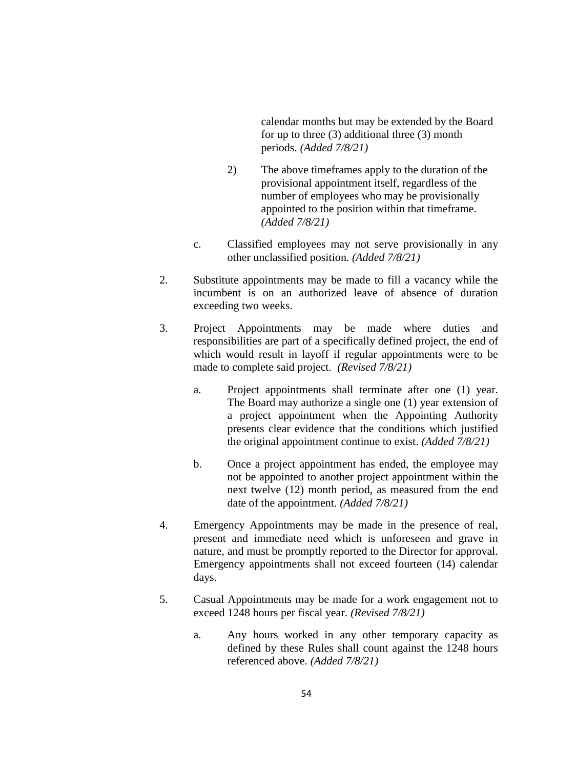calendar months but may be extended by the Board for up to three (3) additional three (3) month periods. *(Added 7/8/21)*

2) The above timeframes apply to the duration of the provisional appointment itself, regardless of the number of employees who may be provisionally appointed to the position within that timeframe. *(Added 7/8/21)*

c. Classified employees may not serve provisionally in any other unclassified position. *(Added 7/8/21)*

2. Substitute appointments may be made to fill a vacancy while the incumbent is on an authorized leave of absence of duration exceeding two weeks.

3. Project Appointments may be made where duties and responsibilities are part of a specifically defined project, the end of which would result in layoff if regular appointments were to be made to complete said project. *(Revised 7/8/21)*

   a. Project appointments shall terminate after one (1) year. The Board may authorize a single one (1) year extension of a project appointment when the Appointing Authority presents clear evidence that the conditions which justified the original appointment continue to exist. *(Added 7/8/21)*

   b. Once a project appointment has ended, the employee may not be appointed to another project appointment within the next twelve (12) month period, as measured from the end date of the appointment. *(Added 7/8/21)*

4. Emergency Appointments may be made in the presence of real, present and immediate need which is unforeseen and grave in nature, and must be promptly reported to the Director for approval. Emergency appointments shall not exceed fourteen (14) calendar days.

5. Casual Appointments may be made for a work engagement not to exceed 1248 hours per fiscal year. *(Revised 7/8/21)*

   a. Any hours worked in any other temporary capacity as defined by these Rules shall count against the 1248 hours referenced above. *(Added 7/8/21)*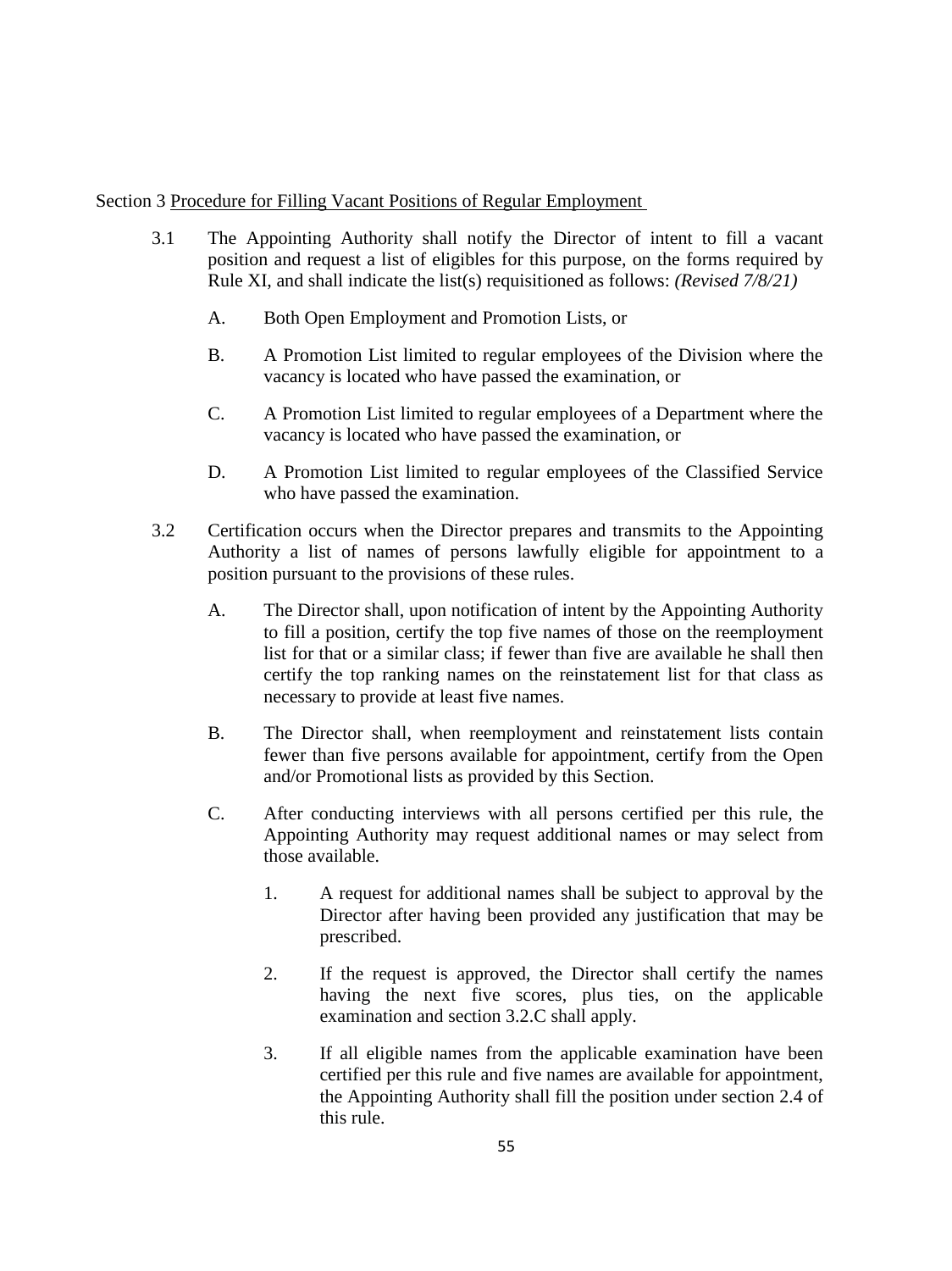Section 3 Procedure for Filling Vacant Positions of Regular Employment

3.1 The Appointing Authority shall notify the Director of intent to fill a vacant position and request a list of eligibles for this purpose, on the forms required by Rule XI, and shall indicate the list(s) requisitioned as follows: *(Revised 7/8/21)*

   A. Both Open Employment and Promotion Lists, or

   B. A Promotion List limited to regular employees of the Division where the vacancy is located who have passed the examination, or

   C. A Promotion List limited to regular employees of a Department where the vacancy is located who have passed the examination, or

   D. A Promotion List limited to regular employees of the Classified Service who have passed the examination.

3.2 Certification occurs when the Director prepares and transmits to the Appointing Authority a list of names of persons lawfully eligible for appointment to a position pursuant to the provisions of these rules.

   A. The Director shall, upon notification of intent by the Appointing Authority to fill a position, certify the top five names of those on the reemployment list for that or a similar class; if fewer than five are available he shall then certify the top ranking names on the reinstatement list for that class as necessary to provide at least five names.

   B. The Director shall, when reemployment and reinstatement lists contain fewer than five persons available for appointment, certify from the Open and/or Promotional lists as provided by this Section.

   C. After conducting interviews with all persons certified per this rule, the Appointing Authority may request additional names or may select from those available.

      1. A request for additional names shall be subject to approval by the Director after having been provided any justification that may be prescribed.

      2. If the request is approved, the Director shall certify the names having the next five scores, plus ties, on the applicable examination and section 3.2.C shall apply.

      3. If all eligible names from the applicable examination have been certified per this rule and five names are available for appointment, the Appointing Authority shall fill the position under section 2.4 of this rule.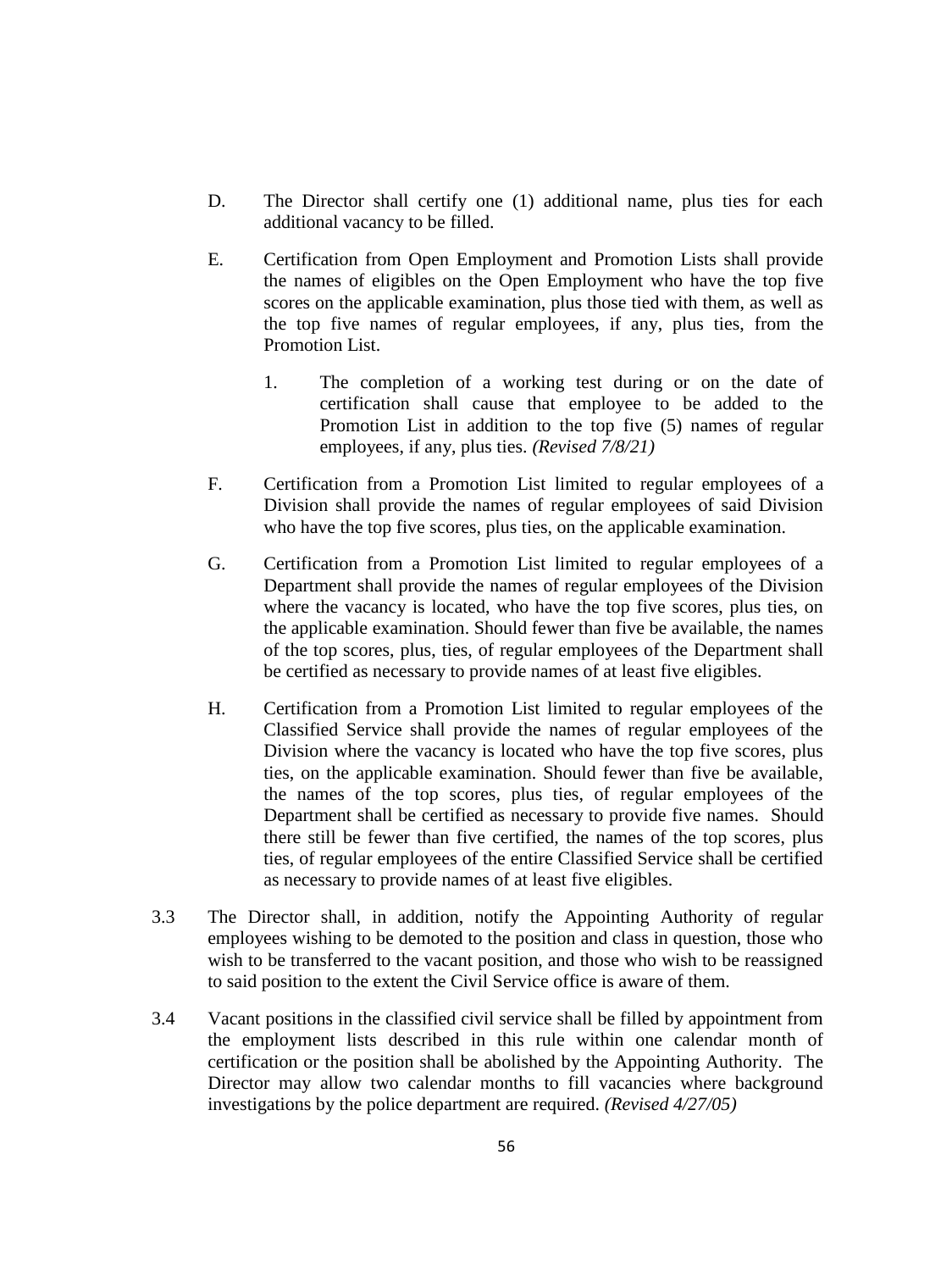D. The Director shall certify one (1) additional name, plus ties for each additional vacancy to be filled.

E. Certification from Open Employment and Promotion Lists shall provide the names of eligibles on the Open Employment who have the top five scores on the applicable examination, plus those tied with them, as well as the top five names of regular employees, if any, plus ties, from the Promotion List.

   1. The completion of a working test during or on the date of certification shall cause that employee to be added to the Promotion List in addition to the top five (5) names of regular employees, if any, plus ties. *(Revised 7/8/21)*

F. Certification from a Promotion List limited to regular employees of a Division shall provide the names of regular employees of said Division who have the top five scores, plus ties, on the applicable examination.

G. Certification from a Promotion List limited to regular employees of a Department shall provide the names of regular employees of the Division where the vacancy is located, who have the top five scores, plus ties, on the applicable examination. Should fewer than five be available, the names of the top scores, plus, ties, of regular employees of the Department shall be certified as necessary to provide names of at least five eligibles.

H. Certification from a Promotion List limited to regular employees of the Classified Service shall provide the names of regular employees of the Division where the vacancy is located who have the top five scores, plus ties, on the applicable examination. Should fewer than five be available, the names of the top scores, plus ties, of regular employees of the Department shall be certified as necessary to provide five names. Should there still be fewer than five certified, the names of the top scores, plus ties, of regular employees of the entire Classified Service shall be certified as necessary to provide names of at least five eligibles.

3.3 The Director shall, in addition, notify the Appointing Authority of regular employees wishing to be demoted to the position and class in question, those who wish to be transferred to the vacant position, and those who wish to be reassigned to said position to the extent the Civil Service office is aware of them.

3.4 Vacant positions in the classified civil service shall be filled by appointment from the employment lists described in this rule within one calendar month of certification or the position shall be abolished by the Appointing Authority. The Director may allow two calendar months to fill vacancies where background investigations by the police department are required. *(Revised 4/27/05)*